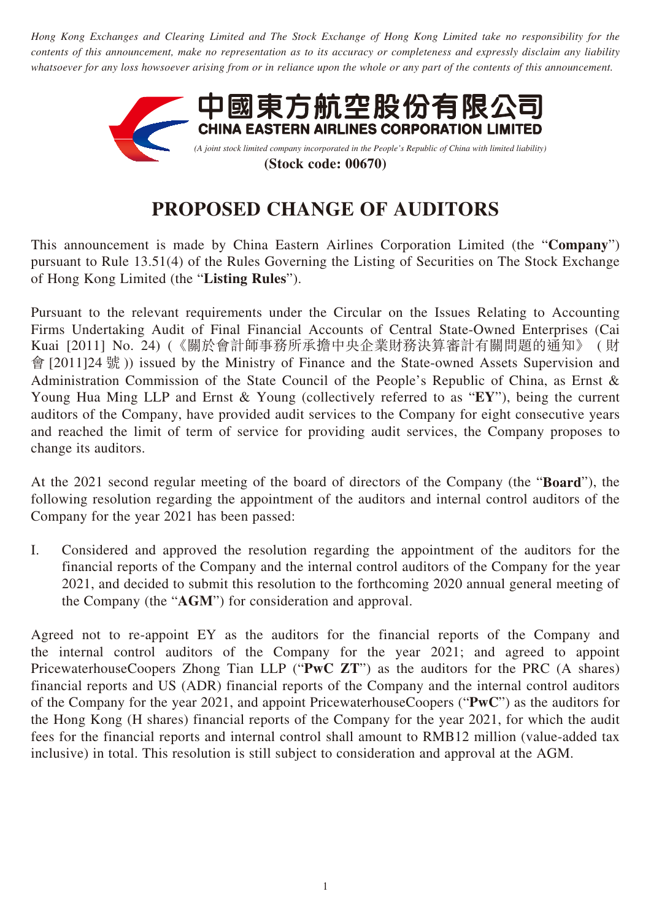*Hong Kong Exchanges and Clearing Limited and The Stock Exchange of Hong Kong Limited take no responsibility for the contents of this announcement, make no representation as to its accuracy or completeness and expressly disclaim any liability whatsoever for any loss howsoever arising from or in reliance upon the whole or any part of the contents of this announcement.*

**中國東方航空股份有限公司**
**CHINA EASTERN AIRLINES CORPORATION LIMITED**

*(A joint stock limited company incorporated in the People's Republic of China with limited liability)*

**(Stock code: 00670)**

# PROPOSED CHANGE OF AUDITORS

This announcement is made by China Eastern Airlines Corporation Limited (the "**Company**") pursuant to Rule 13.51(4) of the Rules Governing the Listing of Securities on The Stock Exchange of Hong Kong Limited (the "**Listing Rules**").

Pursuant to the relevant requirements under the Circular on the Issues Relating to Accounting Firms Undertaking Audit of Final Financial Accounts of Central State-Owned Enterprises (Cai Kuai [2011] No. 24) (《關於會計師事務所承擔中央企業財務決算審計有關問題的通知》(財會[2011]24號)) issued by the Ministry of Finance and the State-owned Assets Supervision and Administration Commission of the State Council of the People's Republic of China, as Ernst & Young Hua Ming LLP and Ernst & Young (collectively referred to as "**EY**"), being the current auditors of the Company, have provided audit services to the Company for eight consecutive years and reached the limit of term of service for providing audit services, the Company proposes to change its auditors.

At the 2021 second regular meeting of the board of directors of the Company (the "**Board**"), the following resolution regarding the appointment of the auditors and internal control auditors of the Company for the year 2021 has been passed:

I. Considered and approved the resolution regarding the appointment of the auditors for the financial reports of the Company and the internal control auditors of the Company for the year 2021, and decided to submit this resolution to the forthcoming 2020 annual general meeting of the Company (the "**AGM**") for consideration and approval.

Agreed not to re-appoint EY as the auditors for the financial reports of the Company and the internal control auditors of the Company for the year 2021; and agreed to appoint PricewaterhouseCoopers Zhong Tian LLP ("**PwC ZT**") as the auditors for the PRC (A shares) financial reports and US (ADR) financial reports of the Company and the internal control auditors of the Company for the year 2021, and appoint PricewaterhouseCoopers ("**PwC**") as the auditors for the Hong Kong (H shares) financial reports of the Company for the year 2021, for which the audit fees for the financial reports and internal control shall amount to RMB12 million (value-added tax inclusive) in total. This resolution is still subject to consideration and approval at the AGM.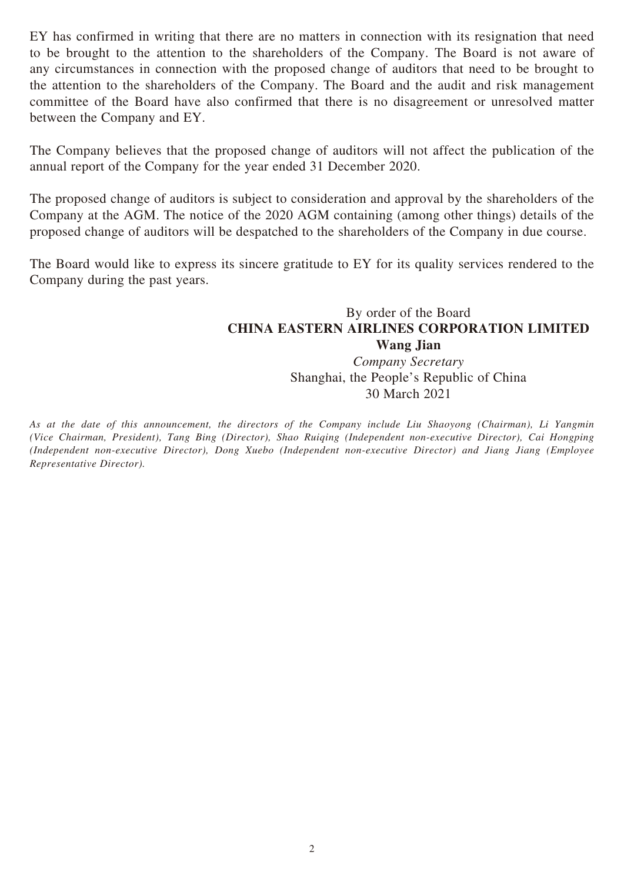EY has confirmed in writing that there are no matters in connection with its resignation that need to be brought to the attention to the shareholders of the Company. The Board is not aware of any circumstances in connection with the proposed change of auditors that need to be brought to the attention to the shareholders of the Company. The Board and the audit and risk management committee of the Board have also confirmed that there is no disagreement or unresolved matter between the Company and EY.

The Company believes that the proposed change of auditors will not affect the publication of the annual report of the Company for the year ended 31 December 2020.

The proposed change of auditors is subject to consideration and approval by the shareholders of the Company at the AGM. The notice of the 2020 AGM containing (among other things) details of the proposed change of auditors will be despatched to the shareholders of the Company in due course.

The Board would like to express its sincere gratitude to EY for its quality services rendered to the Company during the past years.

By order of the Board
**CHINA EASTERN AIRLINES CORPORATION LIMITED**
**Wang Jian**
*Company Secretary*
Shanghai, the People's Republic of China
30 March 2021

*As at the date of this announcement, the directors of the Company include Liu Shaoyong (Chairman), Li Yangmin (Vice Chairman, President), Tang Bing (Director), Shao Ruiqing (Independent non-executive Director), Cai Hongping (Independent non-executive Director), Dong Xuebo (Independent non-executive Director) and Jiang Jiang (Employee Representative Director).*